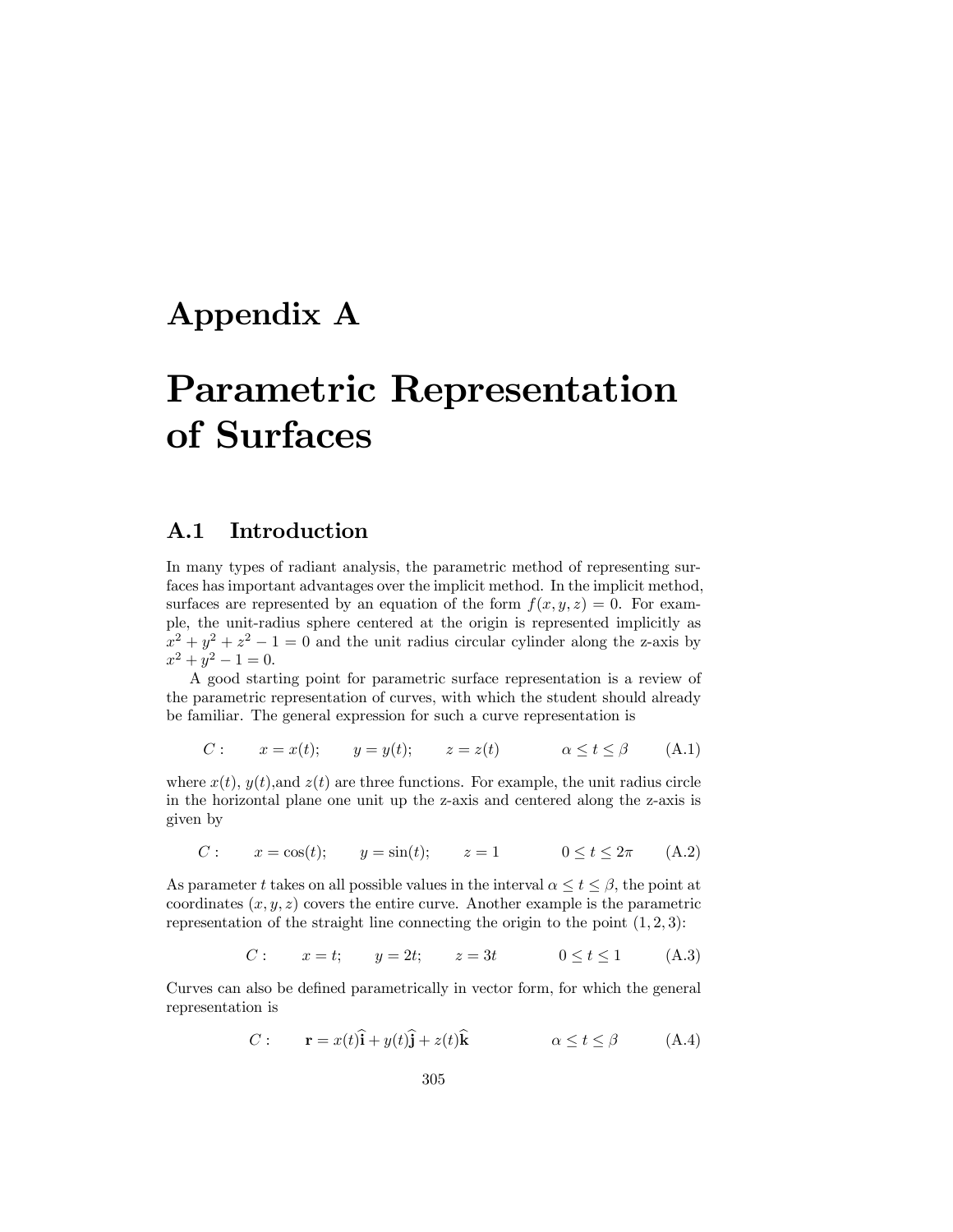# Appendix A

# Parametric Representation of Surfaces

## A.1 Introduction

In many types of radiant analysis, the parametric method of representing surfaces has important advantages over the implicit method. In the implicit method, surfaces are represented by an equation of the form $f(x, y, z) = 0$. For example, the unit-radius sphere centered at the origin is represented implicitly as $x^2 + y^2 + z^2 - 1 = 0$ and the unit radius circular cylinder along the z-axis by $x^2 + y^2 - 1 = 0$.

A good starting point for parametric surface representation is a review of the parametric representation of curves, with which the student should already be familiar. The general expression for such a curve representation is

$$C: \qquad x = x(t); \qquad y = y(t); \qquad z = z(t) \qquad\qquad \alpha \leq t \leq \beta \tag{A.1}$$

where $x(t)$, $y(t)$,and $z(t)$ are three functions. For example, the unit radius circle in the horizontal plane one unit up the z-axis and centered along the z-axis is given by

$$C: \qquad x = \cos(t); \qquad y = \sin(t); \qquad z = 1 \qquad\qquad 0 \leq t \leq 2\pi \tag{A.2}$$

As parameter $t$ takes on all possible values in the interval $\alpha \leq t \leq \beta$, the point at coordinates $(x, y, z)$ covers the entire curve. Another example is the parametric representation of the straight line connecting the origin to the point $(1, 2, 3)$:

$$C: \qquad x = t; \qquad y = 2t; \qquad z = 3t \qquad\qquad 0 \leq t \leq 1 \tag{A.3}$$

Curves can also be defined parametrically in vector form, for which the general representation is

$$C: \qquad \mathbf{r} = x(t)\widehat{\mathbf{i}} + y(t)\widehat{\mathbf{j}} + z(t)\widehat{\mathbf{k}} \qquad\qquad \alpha \leq t \leq \beta \tag{A.4}$$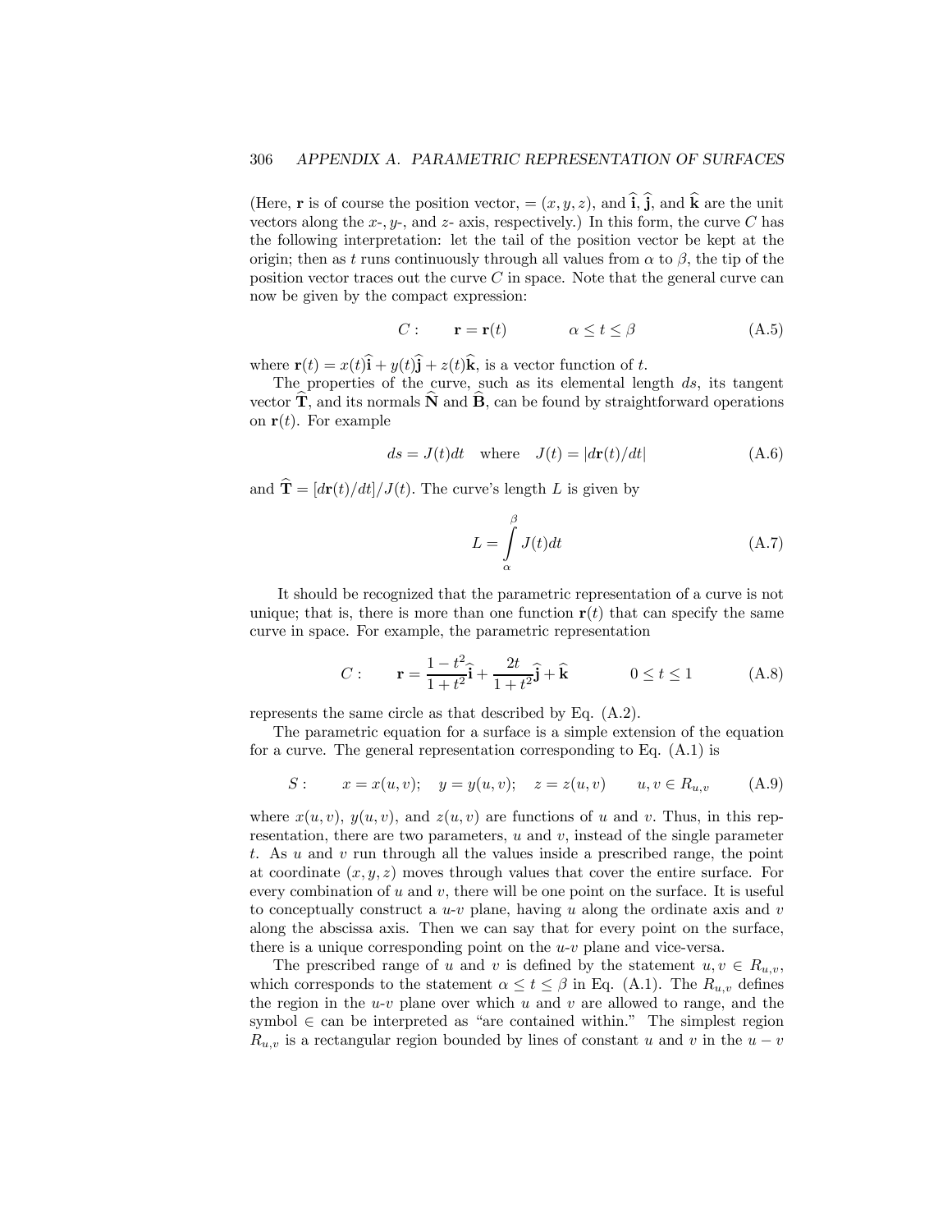(Here, $\mathbf{r}$ is of course the position vector, $= (x, y, z)$, and $\widehat{\mathbf{i}}$, $\widehat{\mathbf{j}}$, and $\widehat{\mathbf{k}}$ are the unit vectors along the $x$-, $y$-, and $z$- axis, respectively.) In this form, the curve $C$ has the following interpretation: let the tail of the position vector be kept at the origin; then as $t$ runs continuously through all values from $\alpha$ to $\beta$, the tip of the position vector traces out the curve $C$ in space. Note that the general curve can now be given by the compact expression:

$$C: \qquad \mathbf{r} = \mathbf{r}(t) \qquad\qquad \alpha \leq t \leq \beta \tag{A.5}$$

where $\mathbf{r}(t) = x(t)\widehat{\mathbf{i}} + y(t)\widehat{\mathbf{j}} + z(t)\widehat{\mathbf{k}}$, is a vector function of $t$.

The properties of the curve, such as its elemental length $ds$, its tangent vector $\widehat{\mathbf{T}}$, and its normals $\widehat{\mathbf{N}}$ and $\widehat{\mathbf{B}}$, can be found by straightforward operations on $\mathbf{r}(t)$. For example

$$ds = J(t)dt \quad \text{where} \quad J(t) = |d\mathbf{r}(t)/dt| \tag{A.6}$$

and $\widehat{\mathbf{T}} = [d\mathbf{r}(t)/dt]/J(t)$. The curve's length $L$ is given by

$$L = \int_{\alpha}^{\beta} J(t)dt \tag{A.7}$$

It should be recognized that the parametric representation of a curve is not unique; that is, there is more than one function $\mathbf{r}(t)$ that can specify the same curve in space. For example, the parametric representation

$$C: \qquad \mathbf{r} = \frac{1-t^2}{1+t^2}\widehat{\mathbf{i}} + \frac{2t}{1+t^2}\widehat{\mathbf{j}} + \widehat{\mathbf{k}} \qquad\qquad 0 \leq t \leq 1 \tag{A.8}$$

represents the same circle as that described by Eq. (A.2).

The parametric equation for a surface is a simple extension of the equation for a curve. The general representation corresponding to Eq. (A.1) is

$$S: \qquad x = x(u, v); \quad y = y(u, v); \quad z = z(u, v) \qquad u, v \in R_{u,v} \tag{A.9}$$

where $x(u, v)$, $y(u, v)$, and $z(u, v)$ are functions of $u$ and $v$. Thus, in this representation, there are two parameters, $u$ and $v$, instead of the single parameter $t$. As $u$ and $v$ run through all the values inside a prescribed range, the point at coordinate $(x, y, z)$ moves through values that cover the entire surface. For every combination of $u$ and $v$, there will be one point on the surface. It is useful to conceptually construct a $u$-$v$ plane, having $u$ along the ordinate axis and $v$ along the abscissa axis. Then we can say that for every point on the surface, there is a unique corresponding point on the $u$-$v$ plane and vice-versa.

The prescribed range of $u$ and $v$ is defined by the statement $u, v \in R_{u,v}$, which corresponds to the statement $\alpha \leq t \leq \beta$ in Eq. (A.1). The $R_{u,v}$ defines the region in the $u$-$v$ plane over which $u$ and $v$ are allowed to range, and the symbol $\in$ can be interpreted as "are contained within." The simplest region $R_{u,v}$ is a rectangular region bounded by lines of constant $u$ and $v$ in the $u - v$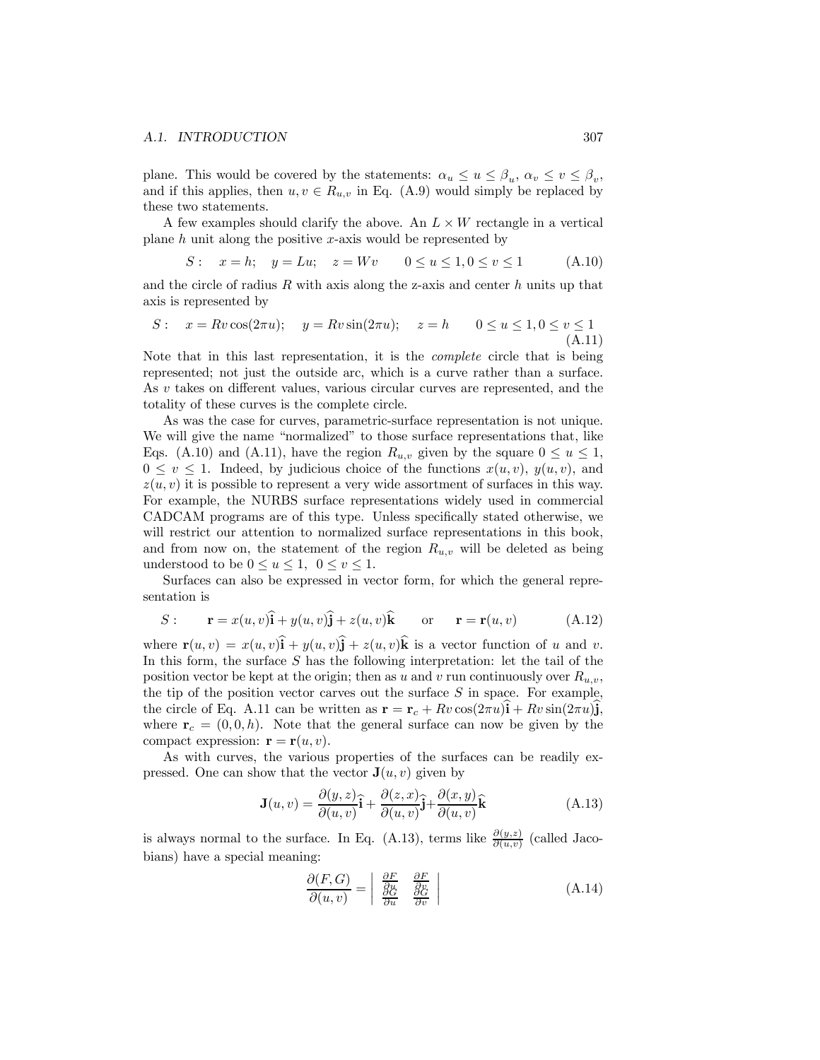plane. This would be covered by the statements: $\alpha_u \leq u \leq \beta_u$, $\alpha_v \leq v \leq \beta_v$, and if this applies, then $u, v \in R_{u,v}$ in Eq. (A.9) would simply be replaced by these two statements.

A few examples should clarify the above. An $L \times W$ rectangle in a vertical plane $h$ unit along the positive $x$-axis would be represented by

$$S: \quad x = h; \quad y = Lu; \quad z = Wv \qquad 0 \leq u \leq 1, 0 \leq v \leq 1 \tag{A.10}$$

and the circle of radius $R$ with axis along the z-axis and center $h$ units up that axis is represented by

$$S: \quad x = Rv\cos(2\pi u); \quad y = Rv\sin(2\pi u); \quad z = h \qquad 0 \leq u \leq 1, 0 \leq v \leq 1 \tag{A.11}$$

Note that in this last representation, it is the *complete* circle that is being represented; not just the outside arc, which is a curve rather than a surface. As $v$ takes on different values, various circular curves are represented, and the totality of these curves is the complete circle.

As was the case for curves, parametric-surface representation is not unique. We will give the name "normalized" to those surface representations that, like Eqs. (A.10) and (A.11), have the region $R_{u,v}$ given by the square $0 \leq u \leq 1$, $0 \leq v \leq 1$. Indeed, by judicious choice of the functions $x(u,v)$, $y(u,v)$, and $z(u,v)$ it is possible to represent a very wide assortment of surfaces in this way. For example, the NURBS surface representations widely used in commercial CADCAM programs are of this type. Unless specifically stated otherwise, we will restrict our attention to normalized surface representations in this book, and from now on, the statement of the region $R_{u,v}$ will be deleted as being understood to be $0 \leq u \leq 1$, $0 \leq v \leq 1$.

Surfaces can also be expressed in vector form, for which the general representation is

$$S: \qquad \mathbf{r} = x(u,v)\widehat{\mathbf{i}} + y(u,v)\widehat{\mathbf{j}} + z(u,v)\widehat{\mathbf{k}} \qquad \text{or} \qquad \mathbf{r} = \mathbf{r}(u,v) \tag{A.12}$$

where $\mathbf{r}(u,v) = x(u,v)\widehat{\mathbf{i}} + y(u,v)\widehat{\mathbf{j}} + z(u,v)\widehat{\mathbf{k}}$ is a vector function of $u$ and $v$. In this form, the surface $S$ has the following interpretation: let the tail of the position vector be kept at the origin; then as $u$ and $v$ run continuously over $R_{u,v}$, the tip of the position vector carves out the surface $S$ in space. For example, the circle of Eq. A.11 can be written as $\mathbf{r} = \mathbf{r}_c + Rv\cos(2\pi u)\widehat{\mathbf{i}} + Rv\sin(2\pi u)\widehat{\mathbf{j}}$, where $\mathbf{r}_c = (0, 0, h)$. Note that the general surface can now be given by the compact expression: $\mathbf{r} = \mathbf{r}(u,v)$.

As with curves, the various properties of the surfaces can be readily expressed. One can show that the vector $\mathbf{J}(u,v)$ given by

$$\mathbf{J}(u,v) = \frac{\partial(y,z)}{\partial(u,v)}\widehat{\mathbf{i}} + \frac{\partial(z,x)}{\partial(u,v)}\widehat{\mathbf{j}} + \frac{\partial(x,y)}{\partial(u,v)}\widehat{\mathbf{k}} \tag{A.13}$$

is always normal to the surface. In Eq. (A.13), terms like $\frac{\partial(y,z)}{\partial(u,v)}$ (called Jacobians) have a special meaning:

$$\frac{\partial(F,G)}{\partial(u,v)} = \begin{vmatrix} \frac{\partial F}{\partial u} & \frac{\partial F}{\partial v} \\ \frac{\partial G}{\partial u} & \frac{\partial G}{\partial v} \end{vmatrix} \tag{A.14}$$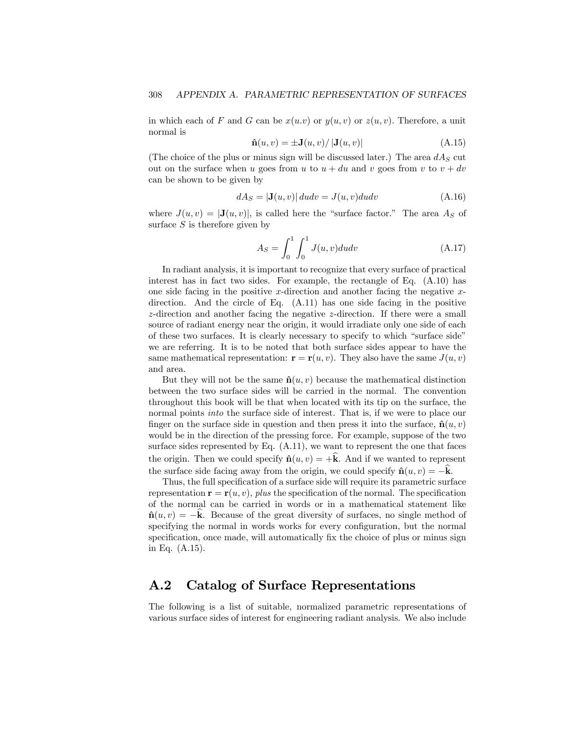in which each of $F$ and $G$ can be $x(u.v)$ or $y(u,v)$ or $z(u,v)$. Therefore, a unit normal is

$$\hat{\mathbf{n}}(u,v) = \pm \mathbf{J}(u,v) / |\mathbf{J}(u,v)| \tag{A.15}$$

(The choice of the plus or minus sign will be discussed later.) The area $dA_S$ cut out on the surface when $u$ goes from $u$ to $u + du$ and $v$ goes from $v$ to $v + dv$ can be shown to be given by

$$dA_S = |\mathbf{J}(u,v)|\, dudv = J(u,v) dudv \tag{A.16}$$

where $J(u,v) = |\mathbf{J}(u,v)|$, is called here the "surface factor." The area $A_S$ of surface $S$ is therefore given by

$$A_S = \int_0^1 \int_0^1 J(u,v) dudv \tag{A.17}$$

In radiant analysis, it is important to recognize that every surface of practical interest has in fact two sides. For example, the rectangle of Eq. (A.10) has one side facing in the positive $x$-direction and another facing the negative $x$-direction. And the circle of Eq. (A.11) has one side facing in the positive $z$-direction and another facing the negative $z$-direction. If there were a small source of radiant energy near the origin, it would irradiate only one side of each of these two surfaces. It is clearly necessary to specify to which "surface side" we are referring. It is to be noted that both surface sides appear to have the same mathematical representation: $\mathbf{r} = \mathbf{r}(u,v)$. They also have the same $J(u,v)$ and area.

But they will not be the same $\hat{\mathbf{n}}(u,v)$ because the mathematical distinction between the two surface sides will be carried in the normal. The convention throughout this book will be that when located with its tip on the surface, the normal points *into* the surface side of interest. That is, if we were to place our finger on the surface side in question and then press it into the surface, $\hat{\mathbf{n}}(u,v)$ would be in the direction of the pressing force. For example, suppose of the two surface sides represented by Eq. (A.11), we want to represent the one that faces the origin. Then we could specify $\hat{\mathbf{n}}(u,v) = +\hat{\mathbf{k}}$. And if we wanted to represent the surface side facing away from the origin, we could specify $\hat{\mathbf{n}}(u,v) = -\hat{\mathbf{k}}$.

Thus, the full specification of a surface side will require its parametric surface representation $\mathbf{r} = \mathbf{r}(u,v)$, *plus* the specification of the normal. The specification of the normal can be carried in words or in a mathematical statement like $\hat{\mathbf{n}}(u,v) = -\hat{\mathbf{k}}$. Because of the great diversity of surfaces, no single method of specifying the normal in words works for every configuration, but the normal specification, once made, will automatically fix the choice of plus or minus sign in Eq. (A.15).

## A.2 Catalog of Surface Representations

The following is a list of suitable, normalized parametric representations of various surface sides of interest for engineering radiant analysis. We also include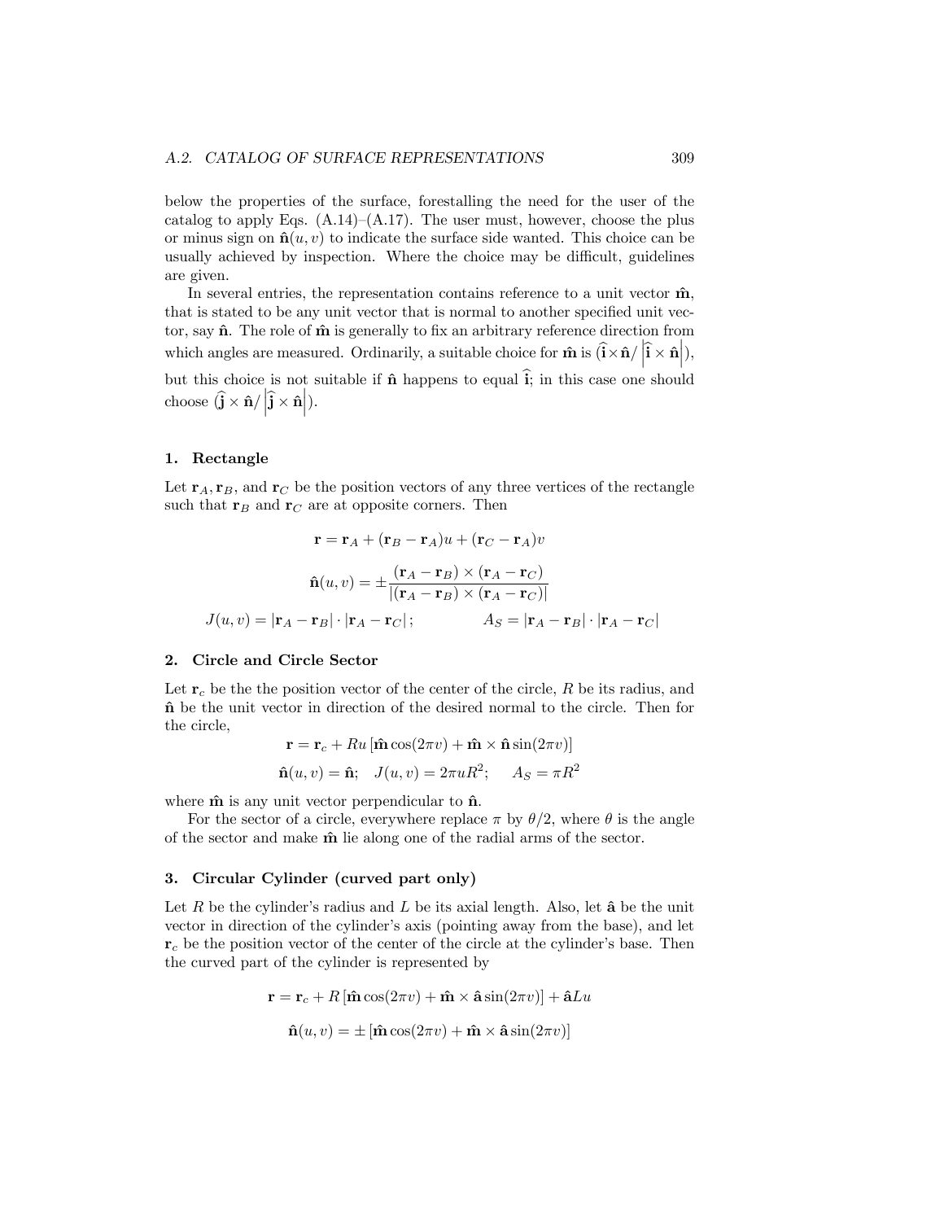below the properties of the surface, forestalling the need for the user of the catalog to apply Eqs. (A.14)–(A.17). The user must, however, choose the plus or minus sign on $\hat{\mathbf{n}}(u, v)$ to indicate the surface side wanted. This choice can be usually achieved by inspection. Where the choice may be difficult, guidelines are given.

In several entries, the representation contains reference to a unit vector $\hat{\mathbf{m}}$, that is stated to be any unit vector that is normal to another specified unit vector, say $\hat{\mathbf{n}}$. The role of $\hat{\mathbf{m}}$ is generally to fix an arbitrary reference direction from which angles are measured. Ordinarily, a suitable choice for $\hat{\mathbf{m}}$ is $(\hat{\mathbf{i}} \times \hat{\mathbf{n}} / \left|\hat{\mathbf{i}} \times \hat{\mathbf{n}}\right|)$, but this choice is not suitable if $\hat{\mathbf{n}}$ happens to equal $\hat{\mathbf{i}}$; in this case one should choose $(\hat{\mathbf{j}} \times \hat{\mathbf{n}} / \left|\hat{\mathbf{j}} \times \hat{\mathbf{n}}\right|)$.

### 1. Rectangle

Let $\mathbf{r}_A, \mathbf{r}_B$, and $\mathbf{r}_C$ be the position vectors of any three vertices of the rectangle such that $\mathbf{r}_B$ and $\mathbf{r}_C$ are at opposite corners. Then

$$\mathbf{r} = \mathbf{r}_A + (\mathbf{r}_B - \mathbf{r}_A)u + (\mathbf{r}_C - \mathbf{r}_A)v$$

$$\hat{\mathbf{n}}(u, v) = \pm \frac{(\mathbf{r}_A - \mathbf{r}_B) \times (\mathbf{r}_A - \mathbf{r}_C)}{|(\mathbf{r}_A - \mathbf{r}_B) \times (\mathbf{r}_A - \mathbf{r}_C)|}$$

$$J(u, v) = |\mathbf{r}_A - \mathbf{r}_B| \cdot |\mathbf{r}_A - \mathbf{r}_C|\,; \qquad A_S = |\mathbf{r}_A - \mathbf{r}_B| \cdot |\mathbf{r}_A - \mathbf{r}_C|$$

### 2. Circle and Circle Sector

Let $\mathbf{r}_c$ be the the position vector of the center of the circle, $R$ be its radius, and $\hat{\mathbf{n}}$ be the unit vector in direction of the desired normal to the circle. Then for the circle,

$$\mathbf{r} = \mathbf{r}_c + Ru\left[\hat{\mathbf{m}}\cos(2\pi v) + \hat{\mathbf{m}} \times \hat{\mathbf{n}}\sin(2\pi v)\right]$$

$$\hat{\mathbf{n}}(u, v) = \hat{\mathbf{n}}; \quad J(u, v) = 2\pi u R^2; \qquad A_S = \pi R^2$$

where $\hat{\mathbf{m}}$ is any unit vector perpendicular to $\hat{\mathbf{n}}$.

For the sector of a circle, everywhere replace $\pi$ by $\theta/2$, where $\theta$ is the angle of the sector and make $\hat{\mathbf{m}}$ lie along one of the radial arms of the sector.

### 3. Circular Cylinder (curved part only)

Let $R$ be the cylinder's radius and $L$ be its axial length. Also, let $\hat{\mathbf{a}}$ be the unit vector in direction of the cylinder's axis (pointing away from the base), and let $\mathbf{r}_c$ be the position vector of the center of the circle at the cylinder's base. Then the curved part of the cylinder is represented by

$$\mathbf{r} = \mathbf{r}_c + R\left[\hat{\mathbf{m}}\cos(2\pi v) + \hat{\mathbf{m}} \times \hat{\mathbf{a}}\sin(2\pi v)\right] + \hat{\mathbf{a}}Lu$$

$$\hat{\mathbf{n}}(u, v) = \pm\left[\hat{\mathbf{m}}\cos(2\pi v) + \hat{\mathbf{m}} \times \hat{\mathbf{a}}\sin(2\pi v)\right]$$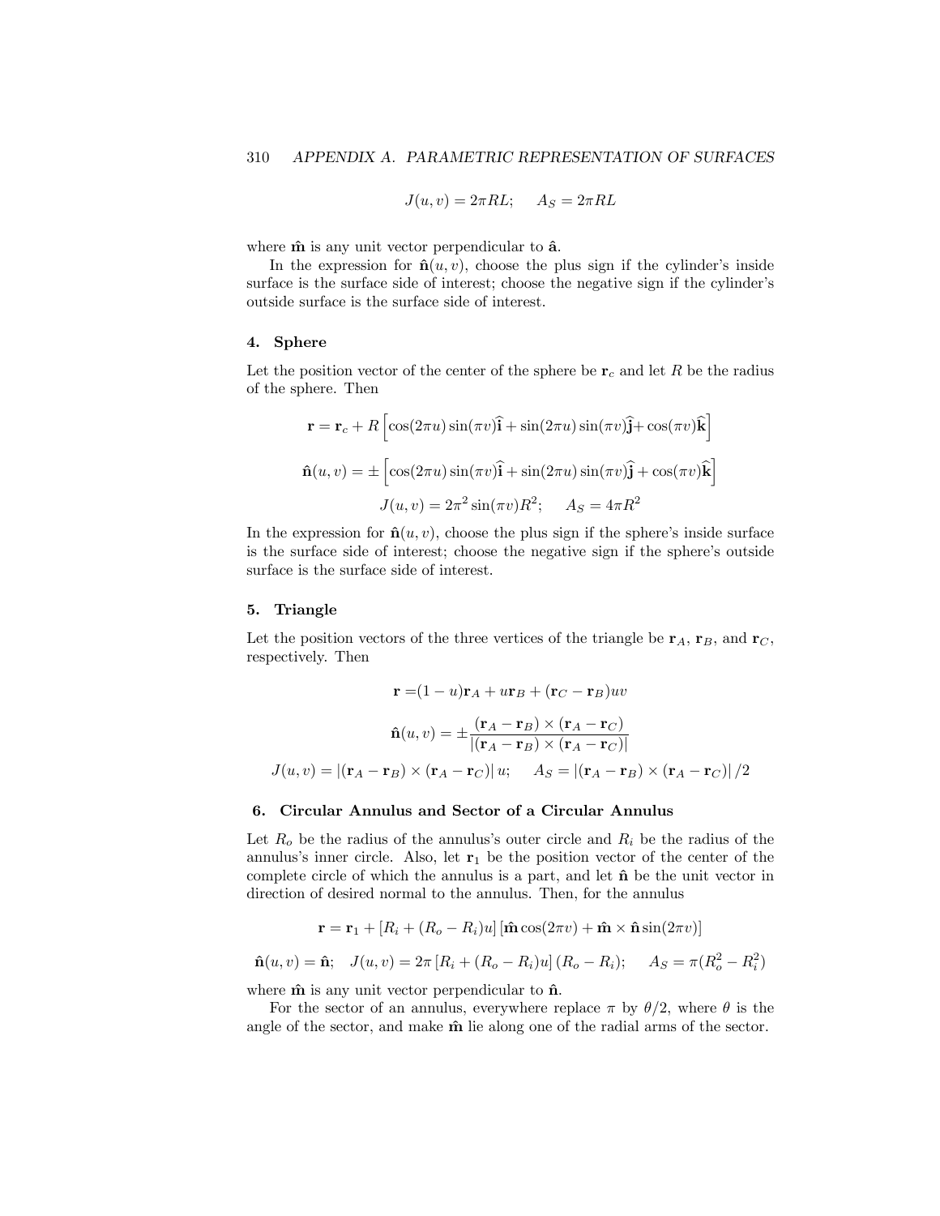$$J(u, v) = 2\pi RL; \quad A_S = 2\pi RL$$

where $\hat{\mathbf{m}}$ is any unit vector perpendicular to $\hat{\mathbf{a}}$.

In the expression for $\hat{\mathbf{n}}(u, v)$, choose the plus sign if the cylinder's inside surface is the surface side of interest; choose the negative sign if the cylinder's outside surface is the surface side of interest.

### 4. Sphere

Let the position vector of the center of the sphere be $\mathbf{r}_c$ and let $R$ be the radius of the sphere. Then

$$\mathbf{r} = \mathbf{r}_c + R\left[\cos(2\pi u)\sin(\pi v)\hat{\mathbf{i}} + \sin(2\pi u)\sin(\pi v)\hat{\mathbf{j}} + \cos(\pi v)\hat{\mathbf{k}}\right]$$

$$\hat{\mathbf{n}}(u, v) = \pm\left[\cos(2\pi u)\sin(\pi v)\hat{\mathbf{i}} + \sin(2\pi u)\sin(\pi v)\hat{\mathbf{j}} + \cos(\pi v)\hat{\mathbf{k}}\right]$$

$$J(u, v) = 2\pi^2 \sin(\pi v) R^2; \quad A_S = 4\pi R^2$$

In the expression for $\hat{\mathbf{n}}(u, v)$, choose the plus sign if the sphere's inside surface is the surface side of interest; choose the negative sign if the sphere's outside surface is the surface side of interest.

### 5. Triangle

Let the position vectors of the three vertices of the triangle be $\mathbf{r}_A$, $\mathbf{r}_B$, and $\mathbf{r}_C$, respectively. Then

$$\mathbf{r} = (1 - u)\mathbf{r}_A + u\mathbf{r}_B + (\mathbf{r}_C - \mathbf{r}_B)uv$$

$$\hat{\mathbf{n}}(u, v) = \pm\frac{(\mathbf{r}_A - \mathbf{r}_B) \times (\mathbf{r}_A - \mathbf{r}_C)}{|(\mathbf{r}_A - \mathbf{r}_B) \times (\mathbf{r}_A - \mathbf{r}_C)|}$$

$$J(u, v) = |(\mathbf{r}_A - \mathbf{r}_B) \times (\mathbf{r}_A - \mathbf{r}_C)|\, u; \quad A_S = |(\mathbf{r}_A - \mathbf{r}_B) \times (\mathbf{r}_A - \mathbf{r}_C)|/2$$

### 6. Circular Annulus and Sector of a Circular Annulus

Let $R_o$ be the radius of the annulus's outer circle and $R_i$ be the radius of the annulus's inner circle. Also, let $\mathbf{r}_1$ be the position vector of the center of the complete circle of which the annulus is a part, and let $\hat{\mathbf{n}}$ be the unit vector in direction of desired normal to the annulus. Then, for the annulus

$$\mathbf{r} = \mathbf{r}_1 + [R_i + (R_o - R_i)u]\left[\hat{\mathbf{m}}\cos(2\pi v) + \hat{\mathbf{m}} \times \hat{\mathbf{n}}\sin(2\pi v)\right]$$

$$\hat{\mathbf{n}}(u, v) = \hat{\mathbf{n}}; \quad J(u, v) = 2\pi\left[R_i + (R_o - R_i)u\right](R_o - R_i); \quad A_S = \pi(R_o^2 - R_i^2)$$

where $\hat{\mathbf{m}}$ is any unit vector perpendicular to $\hat{\mathbf{n}}$.

For the sector of an annulus, everywhere replace $\pi$ by $\theta/2$, where $\theta$ is the angle of the sector, and make $\hat{\mathbf{m}}$ lie along one of the radial arms of the sector.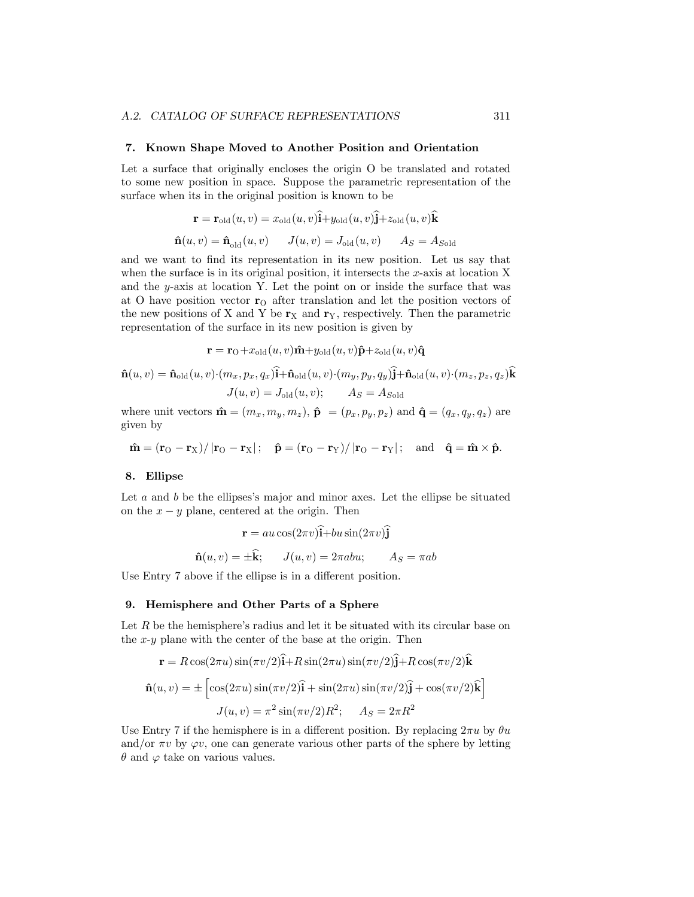### 7. Known Shape Moved to Another Position and Orientation

Let a surface that originally encloses the origin O be translated and rotated to some new position in space. Suppose the parametric representation of the surface when its in the original position is known to be

$$\mathbf{r} = \mathbf{r}_{\text{old}}(u,v) = x_{\text{old}}(u,v)\widehat{\mathbf{i}} + y_{\text{old}}(u,v)\widehat{\mathbf{j}} + z_{\text{old}}(u,v)\widehat{\mathbf{k}}$$

$$\hat{\mathbf{n}}(u,v) = \hat{\mathbf{n}}_{\text{old}}(u,v) \qquad J(u,v) = J_{\text{old}}(u,v) \qquad A_S = A_{S\text{old}}$$

and we want to find its representation in its new position. Let us say that when the surface is in its original position, it intersects the $x$-axis at location X and the $y$-axis at location Y. Let the point on or inside the surface that was at O have position vector $\mathbf{r}_{\text{O}}$ after translation and let the position vectors of the new positions of X and Y be $\mathbf{r}_{\text{X}}$ and $\mathbf{r}_{\text{Y}}$, respectively. Then the parametric representation of the surface in its new position is given by

$$\mathbf{r} = \mathbf{r}_{\text{O}} + x_{\text{old}}(u,v)\hat{\mathbf{m}} + y_{\text{old}}(u,v)\hat{\mathbf{p}} + z_{\text{old}}(u,v)\hat{\mathbf{q}}$$

$$\hat{\mathbf{n}}(u,v) = \hat{\mathbf{n}}_{\text{old}}(u,v)\cdot(m_x,p_x,q_x)\widehat{\mathbf{i}} + \hat{\mathbf{n}}_{\text{old}}(u,v)\cdot(m_y,p_y,q_y)\widehat{\mathbf{j}} + \hat{\mathbf{n}}_{\text{old}}(u,v)\cdot(m_z,p_z,q_z)\widehat{\mathbf{k}}$$

$$J(u,v) = J_{\text{old}}(u,v); \qquad A_S = A_{S\text{old}}$$

where unit vectors $\hat{\mathbf{m}} = (m_x, m_y, m_z)$, $\hat{\mathbf{p}} = (p_x, p_y, p_z)$ and $\hat{\mathbf{q}} = (q_x, q_y, q_z)$ are given by

$$\hat{\mathbf{m}} = (\mathbf{r}_{\text{O}} - \mathbf{r}_{\text{X}})/\left|\mathbf{r}_{\text{O}} - \mathbf{r}_{\text{X}}\right|; \quad \hat{\mathbf{p}} = (\mathbf{r}_{\text{O}} - \mathbf{r}_{\text{Y}})/\left|\mathbf{r}_{\text{O}} - \mathbf{r}_{\text{Y}}\right|; \quad \text{and} \quad \hat{\mathbf{q}} = \hat{\mathbf{m}} \times \hat{\mathbf{p}}.$$

### 8. Ellipse

Let $a$ and $b$ be the ellipses's major and minor axes. Let the ellipse be situated on the $x-y$ plane, centered at the origin. Then

$$\mathbf{r} = au\cos(2\pi v)\widehat{\mathbf{i}} + bu\sin(2\pi v)\widehat{\mathbf{j}}$$

$$\hat{\mathbf{n}}(u,v) = \pm\widehat{\mathbf{k}}; \qquad J(u,v) = 2\pi abu; \qquad A_S = \pi ab$$

Use Entry 7 above if the ellipse is in a different position.

### 9. Hemisphere and Other Parts of a Sphere

Let $R$ be the hemisphere's radius and let it be situated with its circular base on the $x$-$y$ plane with the center of the base at the origin. Then

$$\mathbf{r} = R\cos(2\pi u)\sin(\pi v/2)\widehat{\mathbf{i}} + R\sin(2\pi u)\sin(\pi v/2)\widehat{\mathbf{j}} + R\cos(\pi v/2)\widehat{\mathbf{k}}$$

$$\hat{\mathbf{n}}(u,v) = \pm\left[\cos(2\pi u)\sin(\pi v/2)\widehat{\mathbf{i}} + \sin(2\pi u)\sin(\pi v/2)\widehat{\mathbf{j}} + \cos(\pi v/2)\widehat{\mathbf{k}}\right]$$

$$J(u,v) = \pi^2\sin(\pi v/2)R^2; \qquad A_S = 2\pi R^2$$

Use Entry 7 if the hemisphere is in a different position. By replacing $2\pi u$ by $\theta u$ and/or $\pi v$ by $\varphi v$, one can generate various other parts of the sphere by letting $\theta$ and $\varphi$ take on various values.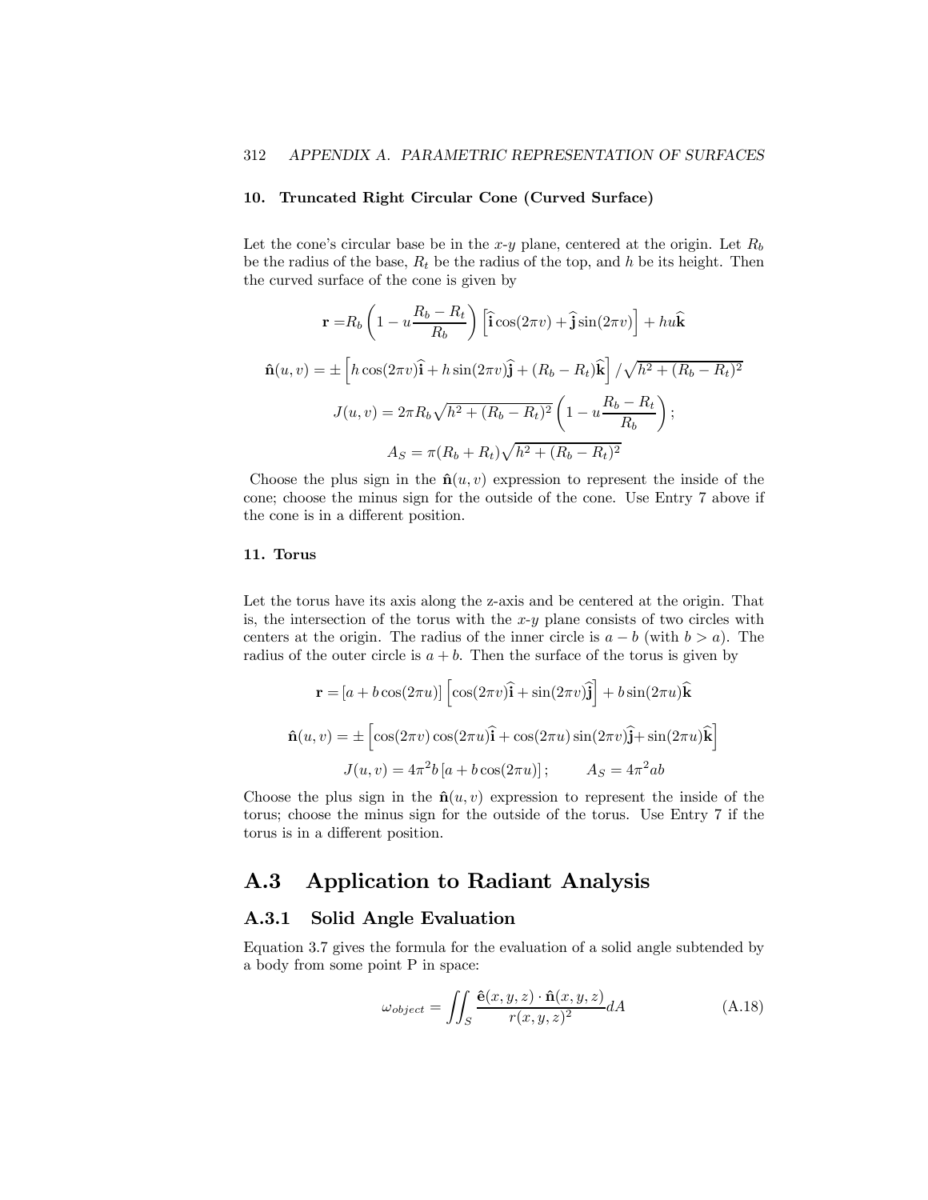**10. Truncated Right Circular Cone (Curved Surface)**

Let the cone's circular base be in the $x$-$y$ plane, centered at the origin. Let $R_b$ be the radius of the base, $R_t$ be the radius of the top, and $h$ be its height. Then the curved surface of the cone is given by

$$\mathbf{r} = R_b \left(1 - u\frac{R_b - R_t}{R_b}\right)\left[\widehat{\mathbf{i}}\cos(2\pi v) + \widehat{\mathbf{j}}\sin(2\pi v)\right] + hu\widehat{\mathbf{k}}$$

$$\hat{\mathbf{n}}(u,v) = \pm\left[h\cos(2\pi v)\widehat{\mathbf{i}} + h\sin(2\pi v)\widehat{\mathbf{j}} + (R_b - R_t)\widehat{\mathbf{k}}\right]/\sqrt{h^2 + (R_b - R_t)^2}$$

$$J(u,v) = 2\pi R_b\sqrt{h^2 + (R_b - R_t)^2}\left(1 - u\frac{R_b - R_t}{R_b}\right);$$

$$A_S = \pi(R_b + R_t)\sqrt{h^2 + (R_b - R_t)^2}$$

Choose the plus sign in the $\hat{\mathbf{n}}(u,v)$ expression to represent the inside of the cone; choose the minus sign for the outside of the cone. Use Entry 7 above if the cone is in a different position.

**11. Torus**

Let the torus have its axis along the z-axis and be centered at the origin. That is, the intersection of the torus with the $x$-$y$ plane consists of two circles with centers at the origin. The radius of the inner circle is $a - b$ (with $b > a$). The radius of the outer circle is $a + b$. Then the surface of the torus is given by

$$\mathbf{r} = [a + b\cos(2\pi u)]\left[\cos(2\pi v)\widehat{\mathbf{i}} + \sin(2\pi v)\widehat{\mathbf{j}}\right] + b\sin(2\pi u)\widehat{\mathbf{k}}$$

$$\hat{\mathbf{n}}(u,v) = \pm\left[\cos(2\pi v)\cos(2\pi u)\widehat{\mathbf{i}} + \cos(2\pi u)\sin(2\pi v)\widehat{\mathbf{j}} + \sin(2\pi u)\widehat{\mathbf{k}}\right]$$

$$J(u,v) = 4\pi^2 b\left[a + b\cos(2\pi u)\right]; \qquad A_S = 4\pi^2 ab$$

Choose the plus sign in the $\hat{\mathbf{n}}(u,v)$ expression to represent the inside of the torus; choose the minus sign for the outside of the torus. Use Entry 7 if the torus is in a different position.

## A.3 Application to Radiant Analysis

### A.3.1 Solid Angle Evaluation

Equation 3.7 gives the formula for the evaluation of a solid angle subtended by a body from some point P in space:

$$\omega_{object} = \iint_S \frac{\hat{\mathbf{e}}(x,y,z)\cdot\hat{\mathbf{n}}(x,y,z)}{r(x,y,z)^2}dA \tag{A.18}$$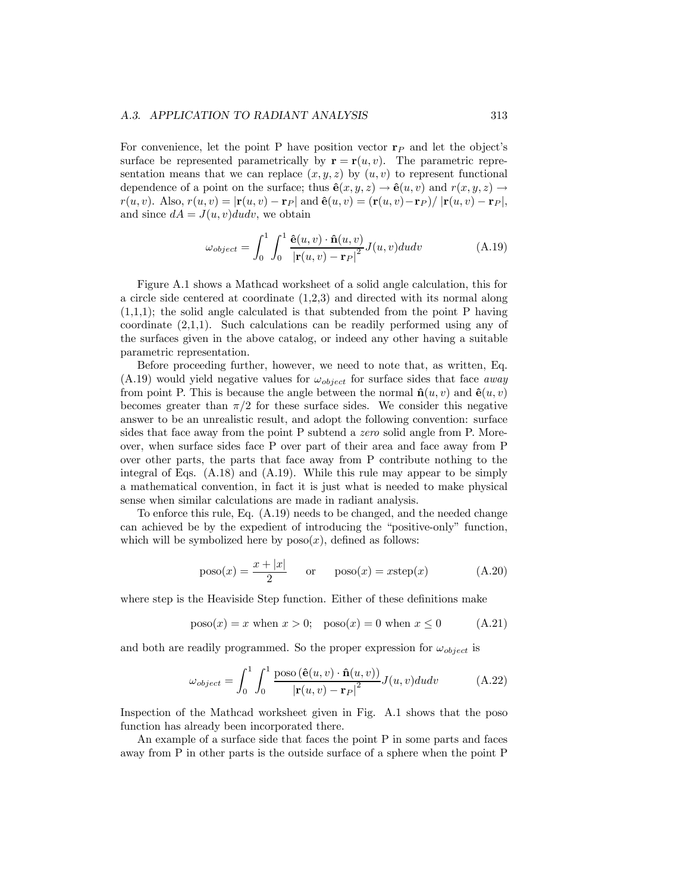For convenience, let the point P have position vector $\mathbf{r}_P$ and let the object's surface be represented parametrically by $\mathbf{r} = \mathbf{r}(u, v)$. The parametric representation means that we can replace $(x, y, z)$ by $(u, v)$ to represent functional dependence of a point on the surface; thus $\hat{\mathbf{e}}(x, y, z) \to \hat{\mathbf{e}}(u, v)$ and $r(x, y, z) \to r(u, v)$. Also, $r(u, v) = |\mathbf{r}(u, v) - \mathbf{r}_P|$ and $\hat{\mathbf{e}}(u, v) = (\mathbf{r}(u, v) - \mathbf{r}_P) / |\mathbf{r}(u, v) - \mathbf{r}_P|$, and since $dA = J(u, v)dudv$, we obtain

$$\omega_{object} = \int_0^1 \int_0^1 \frac{\hat{\mathbf{e}}(u, v) \cdot \hat{\mathbf{n}}(u, v)}{|\mathbf{r}(u, v) - \mathbf{r}_P|^2} J(u, v)dudv \tag{A.19}$$

Figure A.1 shows a Mathcad worksheet of a solid angle calculation, this for a circle side centered at coordinate (1,2,3) and directed with its normal along (1,1,1); the solid angle calculated is that subtended from the point P having coordinate (2,1,1). Such calculations can be readily performed using any of the surfaces given in the above catalog, or indeed any other having a suitable parametric representation.

Before proceeding further, however, we need to note that, as written, Eq. (A.19) would yield negative values for $\omega_{object}$ for surface sides that face *away* from point P. This is because the angle between the normal $\hat{\mathbf{n}}(u, v)$ and $\hat{\mathbf{e}}(u, v)$ becomes greater than $\pi/2$ for these surface sides. We consider this negative answer to be an unrealistic result, and adopt the following convention: surface sides that face away from the point P subtend a *zero* solid angle from P. Moreover, when surface sides face P over part of their area and face away from P over other parts, the parts that face away from P contribute nothing to the integral of Eqs. (A.18) and (A.19). While this rule may appear to be simply a mathematical convention, in fact it is just what is needed to make physical sense when similar calculations are made in radiant analysis.

To enforce this rule, Eq. (A.19) needs to be changed, and the needed change can achieved be by the expedient of introducing the "positive-only" function, which will be symbolized here by $\text{poso}(x)$, defined as follows:

$$\text{poso}(x) = \frac{x + |x|}{2} \qquad \text{or} \qquad \text{poso}(x) = x\text{step}(x) \tag{A.20}$$

where step is the Heaviside Step function. Either of these definitions make

$$\text{poso}(x) = x \text{ when } x > 0; \quad \text{poso}(x) = 0 \text{ when } x \leq 0 \tag{A.21}$$

and both are readily programmed. So the proper expression for $\omega_{object}$ is

$$\omega_{object} = \int_0^1 \int_0^1 \frac{\text{poso}\left(\hat{\mathbf{e}}(u, v) \cdot \hat{\mathbf{n}}(u, v)\right)}{|\mathbf{r}(u, v) - \mathbf{r}_P|^2} J(u, v)dudv \tag{A.22}$$

Inspection of the Mathcad worksheet given in Fig. A.1 shows that the poso function has already been incorporated there.

An example of a surface side that faces the point P in some parts and faces away from P in other parts is the outside surface of a sphere when the point P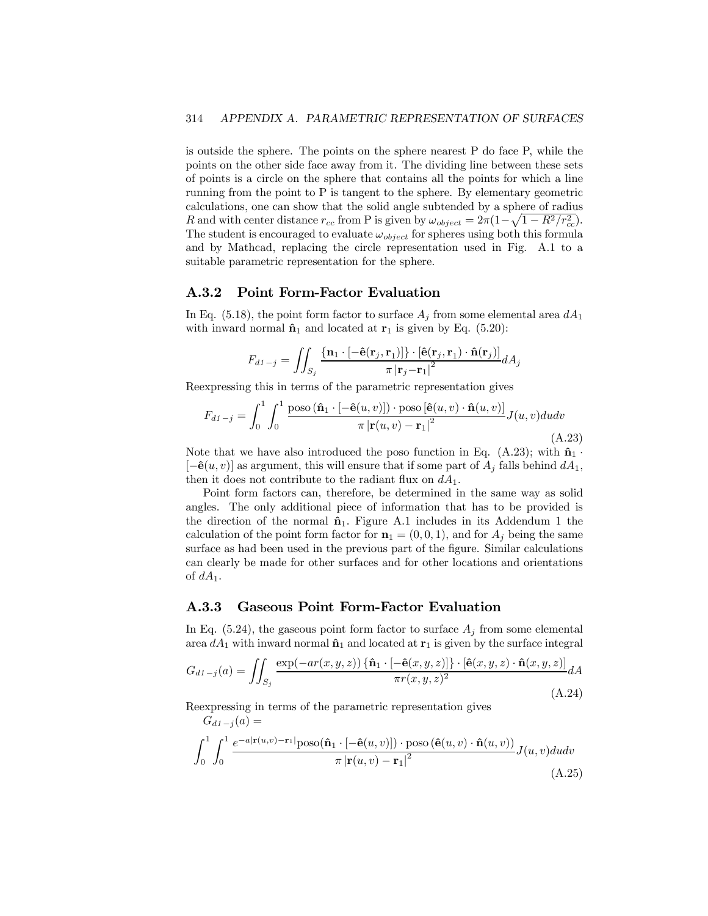is outside the sphere. The points on the sphere nearest P do face P, while the points on the other side face away from it. The dividing line between these sets of points is a circle on the sphere that contains all the points for which a line running from the point to P is tangent to the sphere. By elementary geometric calculations, one can show that the solid angle subtended by a sphere of radius $R$ and with center distance $r_{cc}$ from P is given by $\omega_{object} = 2\pi(1-\sqrt{1-R^2/r_{cc}^2})$. The student is encouraged to evaluate $\omega_{object}$ for spheres using both this formula and by Mathcad, replacing the circle representation used in Fig. A.1 to a suitable parametric representation for the sphere.

### A.3.2 Point Form-Factor Evaluation

In Eq. (5.18), the point form factor to surface $A_j$ from some elemental area $dA_1$ with inward normal $\hat{\mathbf{n}}_1$ and located at $\mathbf{r}_1$ is given by Eq. (5.20):

$$F_{d1-j} = \iint_{S_j} \frac{\{\mathbf{n}_1 \cdot [-\hat{\mathbf{e}}(\mathbf{r}_j, \mathbf{r}_1)]\} \cdot [\hat{\mathbf{e}}(\mathbf{r}_j, \mathbf{r}_1) \cdot \hat{\mathbf{n}}(\mathbf{r}_j)]}{\pi \left|\mathbf{r}_j - \mathbf{r}_1\right|^2} dA_j$$

Reexpressing this in terms of the parametric representation gives

$$F_{d1-j} = \int_0^1 \int_0^1 \frac{\text{poso}\left(\hat{\mathbf{n}}_1 \cdot [-\hat{\mathbf{e}}(u,v)]\right) \cdot \text{poso}\left[\hat{\mathbf{e}}(u,v) \cdot \hat{\mathbf{n}}(u,v)\right]}{\pi \left|\mathbf{r}(u,v) - \mathbf{r}_1\right|^2} J(u,v) du dv \tag{A.23}$$

Note that we have also introduced the poso function in Eq. (A.23); with $\hat{\mathbf{n}}_1 \cdot [-\hat{\mathbf{e}}(u,v)]$ as argument, this will ensure that if some part of $A_j$ falls behind $dA_1$, then it does not contribute to the radiant flux on $dA_1$.

Point form factors can, therefore, be determined in the same way as solid angles. The only additional piece of information that has to be provided is the direction of the normal $\hat{\mathbf{n}}_1$. Figure A.1 includes in its Addendum 1 the calculation of the point form factor for $\mathbf{n}_1 = (0,0,1)$, and for $A_j$ being the same surface as had been used in the previous part of the figure. Similar calculations can clearly be made for other surfaces and for other locations and orientations of $dA_1$.

### A.3.3 Gaseous Point Form-Factor Evaluation

In Eq. (5.24), the gaseous point form factor to surface $A_j$ from some elemental area $dA_1$ with inward normal $\hat{\mathbf{n}}_1$ and located at $\mathbf{r}_1$ is given by the surface integral

$$G_{d1-j}(a) = \iint_{S_j} \frac{\exp(-ar(x,y,z)) \{\hat{\mathbf{n}}_1 \cdot [-\hat{\mathbf{e}}(x,y,z)]\} \cdot [\hat{\mathbf{e}}(x,y,z) \cdot \hat{\mathbf{n}}(x,y,z)]}{\pi r(x,y,z)^2} dA \tag{A.24}$$

Reexpressing in terms of the parametric representation gives

$$G_{d1-j}(a) = \int_0^1 \int_0^1 \frac{e^{-a\left|\mathbf{r}(u,v)-\mathbf{r}_1\right|} \text{poso}(\hat{\mathbf{n}}_1 \cdot [-\hat{\mathbf{e}}(u,v)]) \cdot \text{poso}\left(\hat{\mathbf{e}}(u,v) \cdot \hat{\mathbf{n}}(u,v)\right)}{\pi \left|\mathbf{r}(u,v) - \mathbf{r}_1\right|^2} J(u,v) du dv \tag{A.25}$$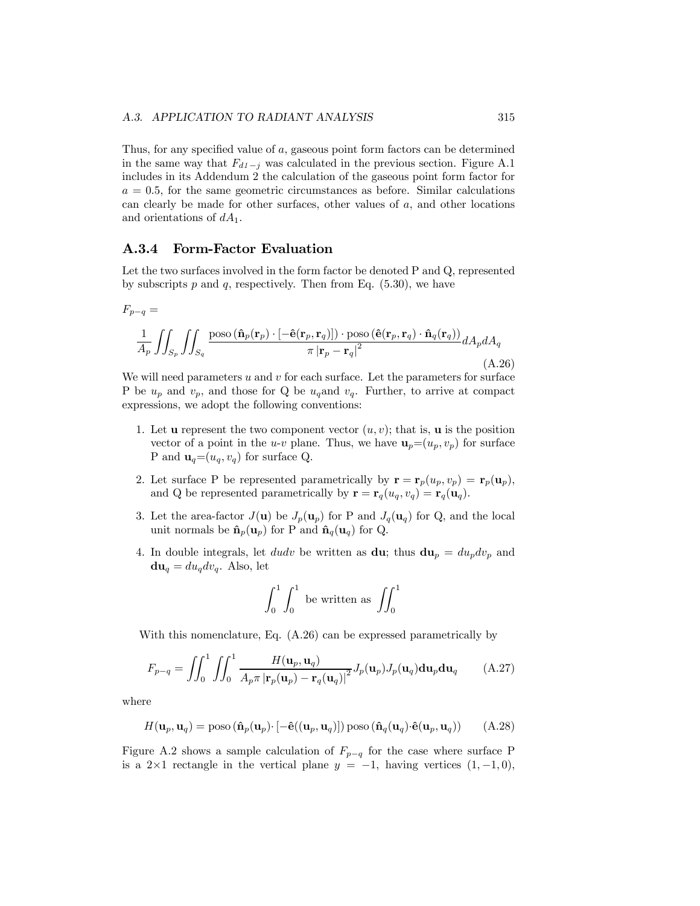Thus, for any specified value of $a$, gaseous point form factors can be determined in the same way that $F_{d1-j}$ was calculated in the previous section. Figure A.1 includes in its Addendum 2 the calculation of the gaseous point form factor for $a = 0.5$, for the same geometric circumstances as before. Similar calculations can clearly be made for other surfaces, other values of $a$, and other locations and orientations of $dA_1$.

### A.3.4 Form-Factor Evaluation

Let the two surfaces involved in the form factor be denoted P and Q, represented by subscripts $p$ and $q$, respectively. Then from Eq. (5.30), we have

$$F_{p-q} =$$

$$\frac{1}{A_p}\iint_{S_p}\iint_{S_q}\frac{\text{poso}\,(\hat{\mathbf{n}}_p(\mathbf{r}_p)\cdot[-\hat{\mathbf{e}}(\mathbf{r}_p,\mathbf{r}_q)])\cdot\text{poso}\,(\hat{\mathbf{e}}(\mathbf{r}_p,\mathbf{r}_q)\cdot\hat{\mathbf{n}}_q(\mathbf{r}_q))}{\pi\,|\mathbf{r}_p-\mathbf{r}_q|^2}dA_p dA_q \tag{A.26}$$

We will need parameters $u$ and $v$ for each surface. Let the parameters for surface P be $u_p$ and $v_p$, and those for Q be $u_q$and $v_q$. Further, to arrive at compact expressions, we adopt the following conventions:

1. Let $\mathbf{u}$ represent the two component vector $(u, v)$; that is, $\mathbf{u}$ is the position vector of a point in the $u$-$v$ plane. Thus, we have $\mathbf{u}_p$=$(u_p, v_p)$ for surface P and $\mathbf{u}_q$=$(u_q, v_q)$ for surface Q.
2. Let surface P be represented parametrically by $\mathbf{r} = \mathbf{r}_p(u_p, v_p) = \mathbf{r}_p(\mathbf{u}_p)$, and Q be represented parametrically by $\mathbf{r} = \mathbf{r}_q(u_q, v_q) = \mathbf{r}_q(\mathbf{u}_q)$.
3. Let the area-factor $J(\mathbf{u})$ be $J_p(\mathbf{u}_p)$ for P and $J_q(\mathbf{u}_q)$ for Q, and the local unit normals be $\hat{\mathbf{n}}_p(\mathbf{u}_p)$ for P and $\hat{\mathbf{n}}_q(\mathbf{u}_q)$ for Q.
4. In double integrals, let $dudv$ be written as $\mathbf{du}$; thus $\mathbf{du}_p = du_p dv_p$ and $\mathbf{du}_q = du_q dv_q$. Also, let

$$\int_0^1\int_0^1 \text{ be written as } \iint_0^1$$

With this nomenclature, Eq. (A.26) can be expressed parametrically by

$$F_{p-q} = \iint_0^1\iint_0^1 \frac{H(\mathbf{u}_p,\mathbf{u}_q)}{A_p\pi\,|\mathbf{r}_p(\mathbf{u}_p)-\mathbf{r}_q(\mathbf{u}_q)|^2}J_p(\mathbf{u}_p)J_p(\mathbf{u}_q)\mathbf{du}_p\mathbf{du}_q \tag{A.27}$$

where

$$H(\mathbf{u}_p,\mathbf{u}_q) = \text{poso}\,(\hat{\mathbf{n}}_p(\mathbf{u}_p)\cdot[-\hat{\mathbf{e}}((\mathbf{u}_p,\mathbf{u}_q)])\,\text{poso}\,(\hat{\mathbf{n}}_q(\mathbf{u}_q)\cdot\hat{\mathbf{e}}(\mathbf{u}_p,\mathbf{u}_q)) \tag{A.28}$$

Figure A.2 shows a sample calculation of $F_{p-q}$ for the case where surface P is a 2×1 rectangle in the vertical plane $y = -1$, having vertices $(1, -1, 0)$,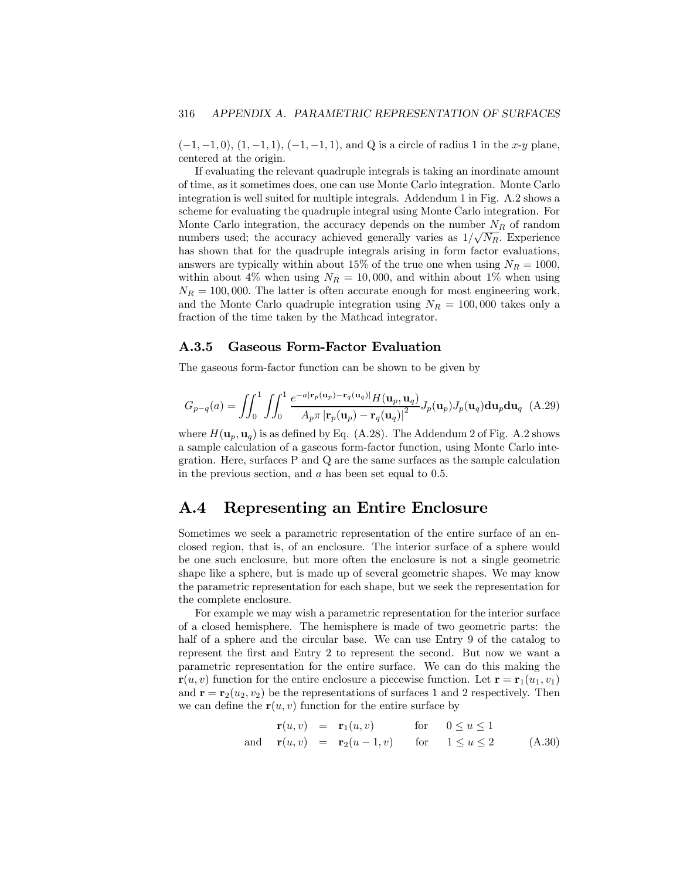$(-1,-1,0)$, $(1,-1,1)$, $(-1,-1,1)$, and Q is a circle of radius 1 in the $x$-$y$ plane, centered at the origin.

If evaluating the relevant quadruple integrals is taking an inordinate amount of time, as it sometimes does, one can use Monte Carlo integration. Monte Carlo integration is well suited for multiple integrals. Addendum 1 in Fig. A.2 shows a scheme for evaluating the quadruple integral using Monte Carlo integration. For Monte Carlo integration, the accuracy depends on the number $N_R$ of random numbers used; the accuracy achieved generally varies as $1/\sqrt{N_R}$. Experience has shown that for the quadruple integrals arising in form factor evaluations, answers are typically within about 15% of the true one when using $N_R = 1000$, within about 4% when using $N_R = 10,000$, and within about 1% when using $N_R = 100,000$. The latter is often accurate enough for most engineering work, and the Monte Carlo quadruple integration using $N_R = 100,000$ takes only a fraction of the time taken by the Mathcad integrator.

### A.3.5 Gaseous Form-Factor Evaluation

The gaseous form-factor function can be shown to be given by

$$G_{p-q}(a) = \iint_0^1 \iint_0^1 \frac{e^{-a|\mathbf{r}_p(\mathbf{u}_p)-\mathbf{r}_q(\mathbf{u}_q)|}H(\mathbf{u}_p,\mathbf{u}_q)}{A_p\pi\left|\mathbf{r}_p(\mathbf{u}_p)-\mathbf{r}_q(\mathbf{u}_q)\right|^2}J_p(\mathbf{u}_p)J_p(\mathbf{u}_q)\mathbf{du}_p\mathbf{du}_q \quad \text{(A.29)}$$

where $H(\mathbf{u}_p, \mathbf{u}_q)$ is as defined by Eq. (A.28). The Addendum 2 of Fig. A.2 shows a sample calculation of a gaseous form-factor function, using Monte Carlo integration. Here, surfaces P and Q are the same surfaces as the sample calculation in the previous section, and $a$ has been set equal to 0.5.

## A.4 Representing an Entire Enclosure

Sometimes we seek a parametric representation of the entire surface of an enclosed region, that is, of an enclosure. The interior surface of a sphere would be one such enclosure, but more often the enclosure is not a single geometric shape like a sphere, but is made up of several geometric shapes. We may know the parametric representation for each shape, but we seek the representation for the complete enclosure.

For example we may wish a parametric representation for the interior surface of a closed hemisphere. The hemisphere is made of two geometric parts: the half of a sphere and the circular base. We can use Entry 9 of the catalog to represent the first and Entry 2 to represent the second. But now we want a parametric representation for the entire surface. We can do this making the $\mathbf{r}(u,v)$ function for the entire enclosure a piecewise function. Let $\mathbf{r} = \mathbf{r}_1(u_1, v_1)$ and $\mathbf{r} = \mathbf{r}_2(u_2, v_2)$ be the representations of surfaces 1 and 2 respectively. Then we can define the $\mathbf{r}(u,v)$ function for the entire surface by

$$\begin{aligned} \mathbf{r}(u,v) &= \mathbf{r}_1(u,v) \qquad \text{for} \quad 0 \le u \le 1 \\ \text{and} \quad \mathbf{r}(u,v) &= \mathbf{r}_2(u-1,v) \qquad \text{for} \quad 1 \le u \le 2 \end{aligned} \quad \text{(A.30)}$$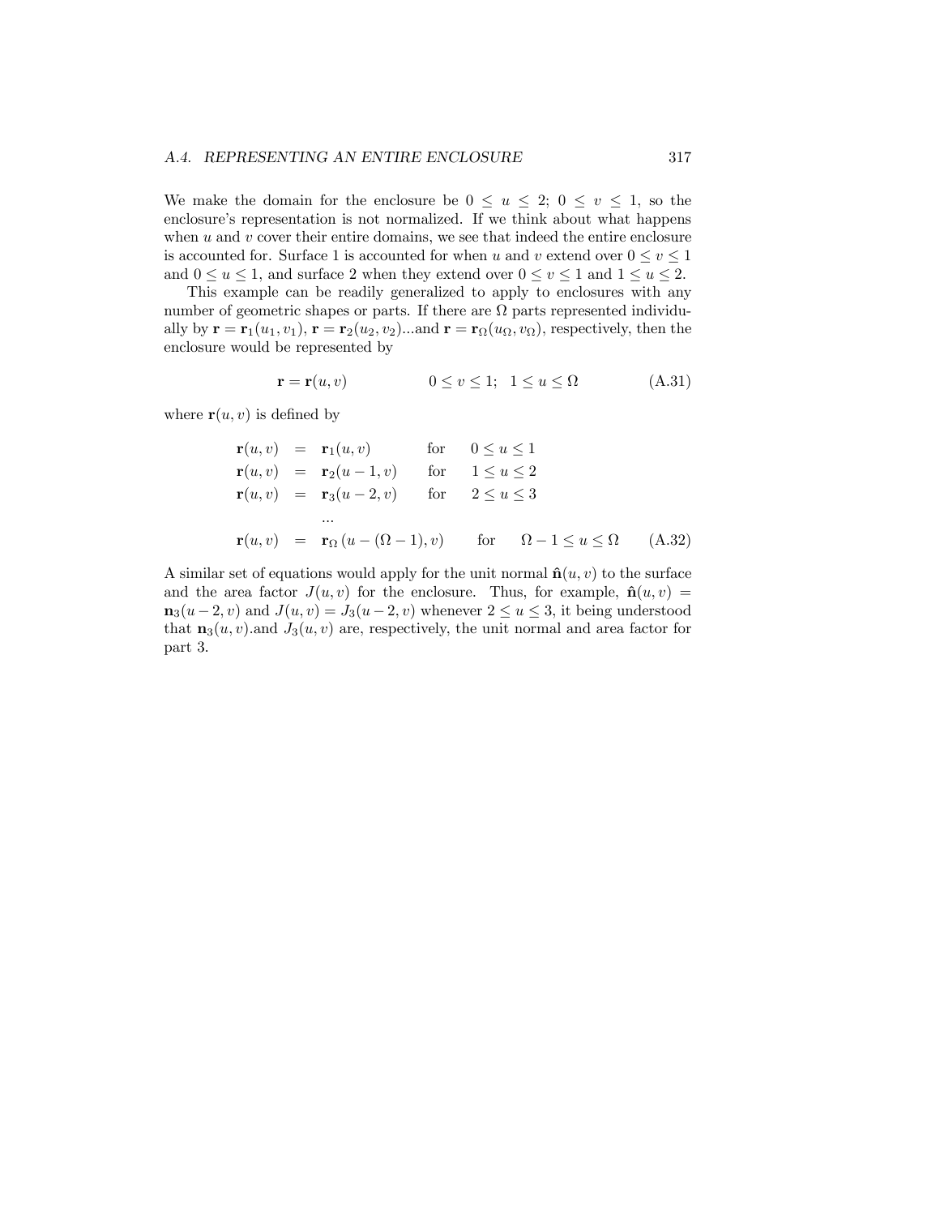We make the domain for the enclosure be $0 \leq u \leq 2$; $0 \leq v \leq 1$, so the enclosure's representation is not normalized. If we think about what happens when $u$ and $v$ cover their entire domains, we see that indeed the entire enclosure is accounted for. Surface 1 is accounted for when $u$ and $v$ extend over $0 \leq v \leq 1$ and $0 \leq u \leq 1$, and surface 2 when they extend over $0 \leq v \leq 1$ and $1 \leq u \leq 2$.

This example can be readily generalized to apply to enclosures with any number of geometric shapes or parts. If there are $\Omega$ parts represented individually by $\mathbf{r} = \mathbf{r}_1(u_1, v_1)$, $\mathbf{r} = \mathbf{r}_2(u_2, v_2)$...and $\mathbf{r} = \mathbf{r}_\Omega(u_\Omega, v_\Omega)$, respectively, then the enclosure would be represented by

$$\mathbf{r} = \mathbf{r}(u, v) \qquad\qquad 0 \leq v \leq 1; \quad 1 \leq u \leq \Omega \tag{A.31}$$

where $\mathbf{r}(u, v)$ is defined by

$$\begin{aligned}
\mathbf{r}(u, v) &= \mathbf{r}_1(u, v) && \text{for} \quad 0 \leq u \leq 1 \\
\mathbf{r}(u, v) &= \mathbf{r}_2(u-1, v) && \text{for} \quad 1 \leq u \leq 2 \\
\mathbf{r}(u, v) &= \mathbf{r}_3(u-2, v) && \text{for} \quad 2 \leq u \leq 3 \\
& \;\;... && \\
\mathbf{r}(u, v) &= \mathbf{r}_\Omega\left(u - (\Omega - 1), v\right) && \text{for} \quad \Omega - 1 \leq u \leq \Omega
\end{aligned} \tag{A.32}$$

A similar set of equations would apply for the unit normal $\hat{\mathbf{n}}(u, v)$ to the surface and the area factor $J(u, v)$ for the enclosure. Thus, for example, $\hat{\mathbf{n}}(u, v) = \mathbf{n}_3(u-2, v)$ and $J(u, v) = J_3(u-2, v)$ whenever $2 \leq u \leq 3$, it being understood that $\mathbf{n}_3(u, v)$.and $J_3(u, v)$ are, respectively, the unit normal and area factor for part 3.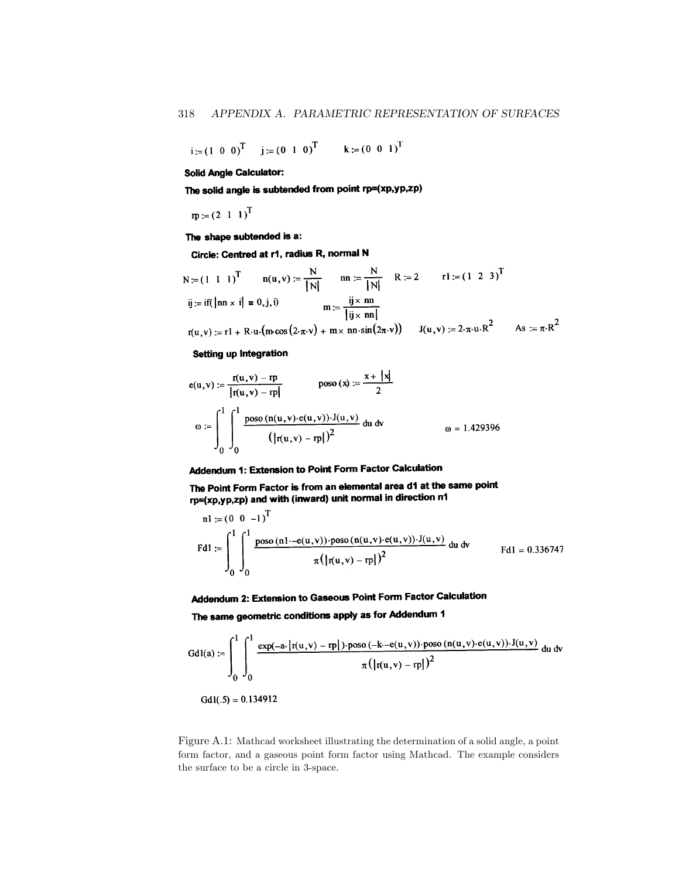$$i := (1\ \ 0\ \ 0)^T \qquad j := (0\ \ 1\ \ 0)^T \qquad k := (0\ \ 0\ \ 1)^T$$

**Solid Angle Calculator:**

**The solid angle is subtended from point rp=(xp,yp,zp)**

$$rp := (2\ \ 1\ \ 1)^T$$

**The shape subtended is a:**

**Circle: Centred at r1, radius R, normal N**

$$N := (1\ \ 1\ \ 1)^T \qquad n(u,v) := \frac{N}{|N|} \qquad nn := \frac{N}{|N|} \qquad R := 2 \qquad r1 := (1\ \ 2\ \ 3)^T$$

$$ij := \text{if}(|nn \times i| = 0, j, i) \qquad m := \frac{ij \times nn}{|ij \times nn|}$$

$$r(u,v) := r1 + R \cdot u \cdot (m \cdot \cos(2 \cdot \pi \cdot v) + m \times nn \cdot \sin(2\pi \cdot v)) \qquad J(u,v) := 2 \cdot \pi \cdot u \cdot R^2 \qquad As := \pi \cdot R^2$$

**Setting up Integration**

$$e(u,v) := \frac{r(u,v) - rp}{|r(u,v) - rp|} \qquad poso(x) := \frac{x + |x|}{2}$$

$$\omega := \int_0^1 \int_0^1 \frac{poso(n(u,v) \cdot e(u,v)) \cdot J(u,v)}{(|r(u,v) - rp|)^2} \, du \, dv \qquad \omega = 1.429396$$

**Addendum 1: Extension to Point Form Factor Calculation**

**The Point Form Factor is from an elemental area d1 at the same point rp=(xp,yp,zp) and with (inward) unit normal in direction n1**

$$n1 := (0\ \ 0\ \ -1)^T$$

$$Fd1 := \int_0^1 \int_0^1 \frac{poso(n1 \cdot -e(u,v)) \cdot poso(n(u,v) \cdot e(u,v)) \cdot J(u,v)}{\pi(|r(u,v) - rp|)^2} \, du \, dv \qquad Fd1 = 0.336747$$

**Addendum 2: Extension to Gaseous Point Form Factor Calculation**

**The same geometric conditions apply as for Addendum 1**

$$Gd1(a) := \int_0^1 \int_0^1 \frac{\exp(-a \cdot |r(u,v) - rp|) \cdot poso(-k \cdot -e(u,v)) \cdot poso(n(u,v) \cdot e(u,v)) \cdot J(u,v)}{\pi(|r(u,v) - rp|)^2} \, du \, dv$$

$$Gd1(.5) = 0.134912$$

Figure A.1: Mathcad worksheet illustrating the determination of a solid angle, a point form factor, and a gaseous point form factor using Mathcad. The example considers the surface to be a circle in 3-space.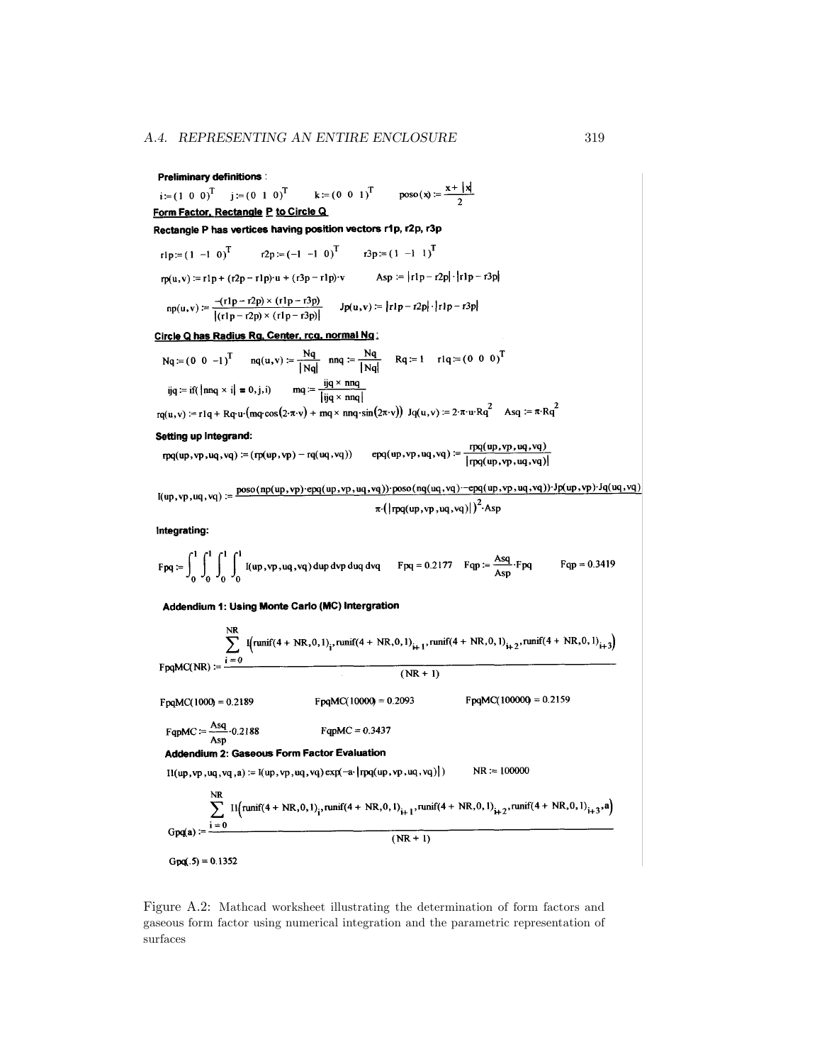**Preliminary definitions** :

$i := (1\ 0\ 0)^T \quad j := (0\ 1\ 0)^T \quad k := (0\ 0\ 1)^T \quad \mathrm{poso}(x) := \frac{x + |x|}{2}$

**Form Factor, Rectangle P to Circle Q**

**Rectangle P has vertices having position vectors r1p, r2p, r3p**

$r1p := (1\ -1\ 0)^T \quad r2p := (-1\ -1\ 0)^T \quad r3p := (1\ -1\ 1)^T$

$rp(u,v) := r1p + (r2p - r1p)\cdot u + (r3p - r1p)\cdot v \qquad Asp := |r1p - r2p|\cdot|r1p - r3p|$

$np(u,v) := \frac{-(r1p - r2p) \times (r1p - r3p)}{|(r1p - r2p) \times (r1p - r3p)|} \qquad Jp(u,v) := |r1p - r2p|\cdot|r1p - r3p|$

**Circle Q has Radius Rq, Center, rcq, normal Nq :**

$Nq := (0\ 0\ -1)^T \quad nq(u,v) := \frac{Nq}{|Nq|} \quad nnq := \frac{Nq}{|Nq|} \quad Rq := 1 \quad r1q := (0\ 0\ 0)^T$

$ijq := \mathrm{if}(|nnq \times i| = 0, j, i) \qquad mq := \frac{ijq \times nnq}{|ijq \times nnq|}$

$rq(u,v) := r1q + Rq\cdot u\cdot(mq\cdot\cos(2\cdot\pi\cdot v) + mq \times nnq\cdot\sin(2\pi\cdot v)) \quad Jq(u,v) := 2\cdot\pi\cdot u\cdot Rq^2 \quad Asq := \pi\cdot Rq^2$

**Setting up Integrand:**

$rpq(up,vp,uq,vq) := (rp(up,vp) - rq(uq,vq)) \qquad epq(up,vp,uq,vq) := \frac{rpq(up,vp,uq,vq)}{|rpq(up,vp,uq,vq)|}$

$$I(up,vp,uq,vq) := \frac{\mathrm{poso}(np(up,vp)\cdot epq(up,vp,uq,vq))\cdot \mathrm{poso}(nq(uq,vq)\cdot -epq(up,vp,uq,vq))\cdot Jp(up,vp)\cdot Jq(uq,vq)}{\pi\cdot(|rpq(up,vp,uq,vq)|)^2\cdot Asp}$$

**Integrating:**

$$Fpq := \int_0^1\int_0^1\int_0^1\int_0^1 I(up,vp,uq,vq)\,dup\,dvp\,duq\,dvq \qquad Fpq = 0.2177 \qquad Fqp := \frac{Asq}{Asp}\cdot Fpq \qquad Fqp = 0.3419$$

**Addendium 1: Using Monte Carlo (MC) Intergration**

$$FpqMC(NR) := \frac{\sum_{i=0}^{NR} I\left(\mathrm{runif}(4+NR,0,1)_i, \mathrm{runif}(4+NR,0,1)_{i+1}, \mathrm{runif}(4+NR,0,1)_{i+2}, \mathrm{runif}(4+NR,0,1)_{i+3}\right)}{(NR+1)}$$

$FpqMC(1000) = 0.2189 \qquad FpqMC(10000) = 0.2093 \qquad FpqMC(100000) = 0.2159$

$FqpMC := \frac{Asq}{Asp}\cdot 0.2188 \qquad FqpMC = 0.3437$

**Addendium 2: Gaseous Form Factor Evaluation**

$I1(up,vp,uq,vq,a) := I(up,vp,uq,vq)\exp(-a\cdot|rpq(up,vp,uq,vq)|) \qquad NR := 100000$

$$Gpq(a) := \frac{\sum_{i=0}^{NR} I1\left(\mathrm{runif}(4+NR,0,1)_i, \mathrm{runif}(4+NR,0,1)_{i+1}, \mathrm{runif}(4+NR,0,1)_{i+2}, \mathrm{runif}(4+NR,0,1)_{i+3}, a\right)}{(NR+1)}$$

$Gpq(.5) = 0.1352$

Figure A.2: Mathcad worksheet illustrating the determination of form factors and gaseous form factor using numerical integration and the parametric representation of surfaces